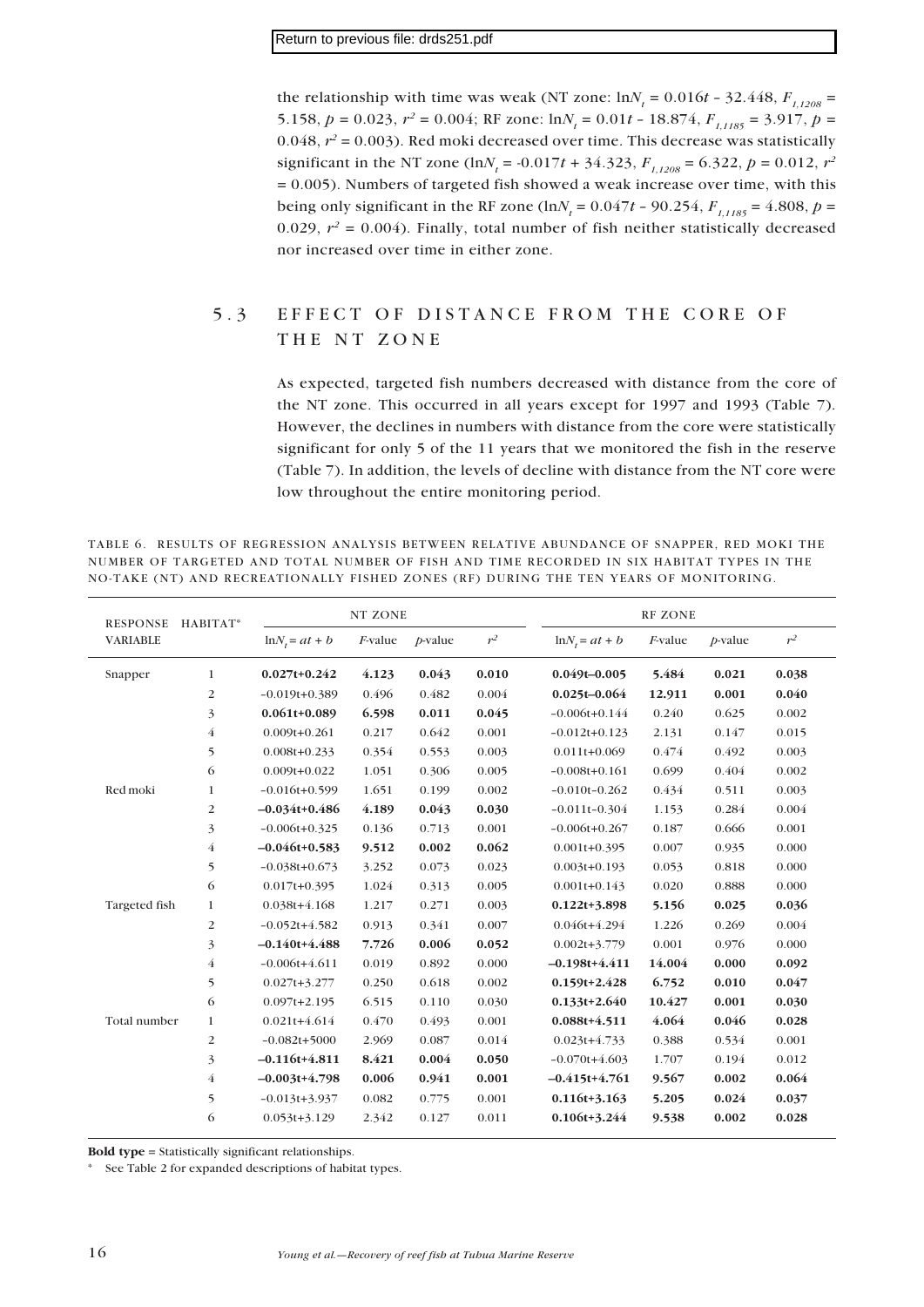Return to previous file: drds251.pdf

the relationship with time was weak (NT zone: $\ln N_t = 0.016t - 32.448$, $F_{1,1208} = 5.158$, $p = 0.023$, $r^2 = 0.004$; RF zone: $\ln N_t = 0.01t - 18.874$, $F_{1,1185} = 3.917$, $p = 0.048$, $r^2 = 0.003$). Red moki decreased over time. This decrease was statistically significant in the NT zone ($\ln N_t = -0.017t + 34.323$, $F_{1,1208} = 6.322$, $p = 0.012$, $r^2 = 0.005$). Numbers of targeted fish showed a weak increase over time, with this being only significant in the RF zone ($\ln N_t = 0.047t - 90.254$, $F_{1,1185} = 4.808$, $p = 0.029$, $r^2 = 0.004$). Finally, total number of fish neither statistically decreased nor increased over time in either zone.

## 5.3 EFFECT OF DISTANCE FROM THE CORE OF THE NT ZONE

As expected, targeted fish numbers decreased with distance from the core of the NT zone. This occurred in all years except for 1997 and 1993 (Table 7). However, the declines in numbers with distance from the core were statistically significant for only 5 of the 11 years that we monitored the fish in the reserve (Table 7). In addition, the levels of decline with distance from the NT core were low throughout the entire monitoring period.

TABLE 6. RESULTS OF REGRESSION ANALYSIS BETWEEN RELATIVE ABUNDANCE OF SNAPPER, RED MOKI THE NUMBER OF TARGETED AND TOTAL NUMBER OF FISH AND TIME RECORDED IN SIX HABITAT TYPES IN THE NO-TAKE (NT) AND RECREATIONALLY FISHED ZONES (RF) DURING THE TEN YEARS OF MONITORING.

| RESPONSE VARIABLE | HABITAT* | NT ZONE | | | | RF ZONE | | | |
|---|---|---|---|---|---|---|---|---|---|
| | | $\ln N_t = at + b$ | *F*-value | *p*-value | $r^2$ | $\ln N_t = at + b$ | *F*-value | *p*-value | $r^2$ |
| Snapper | 1 | **0.027t+0.242** | **4.123** | **0.043** | **0.010** | **0.049t–0.005** | **5.484** | **0.021** | **0.038** |
| | 2 | –0.019t+0.389 | 0.496 | 0.482 | 0.004 | **0.025t–0.064** | **12.911** | **0.001** | **0.040** |
| | 3 | **0.061t+0.089** | **6.598** | **0.011** | **0.045** | –0.006t+0.144 | 0.240 | 0.625 | 0.002 |
| | 4 | 0.009t+0.261 | 0.217 | 0.642 | 0.001 | –0.012t+0.123 | 2.131 | 0.147 | 0.015 |
| | 5 | 0.008t+0.233 | 0.354 | 0.553 | 0.003 | 0.011t+0.069 | 0.474 | 0.492 | 0.003 |
| | 6 | 0.009t+0.022 | 1.051 | 0.306 | 0.005 | –0.008t+0.161 | 0.699 | 0.404 | 0.002 |
| Red moki | 1 | –0.016t+0.599 | 1.651 | 0.199 | 0.002 | –0.010t–0.262 | 0.434 | 0.511 | 0.003 |
| | 2 | **–0.034t+0.486** | **4.189** | **0.043** | **0.030** | –0.011t–0.304 | 1.153 | 0.284 | 0.004 |
| | 3 | –0.006t+0.325 | 0.136 | 0.713 | 0.001 | –0.006t+0.267 | 0.187 | 0.666 | 0.001 |
| | 4 | **–0.046t+0.583** | **9.512** | **0.002** | **0.062** | 0.001t+0.395 | 0.007 | 0.935 | 0.000 |
| | 5 | –0.038t+0.673 | 3.252 | 0.073 | 0.023 | 0.003t+0.193 | 0.053 | 0.818 | 0.000 |
| | 6 | 0.017t+0.395 | 1.024 | 0.313 | 0.005 | 0.001t+0.143 | 0.020 | 0.888 | 0.000 |
| Targeted fish | 1 | 0.038t+4.168 | 1.217 | 0.271 | 0.003 | **0.122t+3.898** | **5.156** | **0.025** | **0.036** |
| | 2 | –0.052t+4.582 | 0.913 | 0.341 | 0.007 | 0.046t+4.294 | 1.226 | 0.269 | 0.004 |
| | 3 | **–0.140t+4.488** | **7.726** | **0.006** | **0.052** | 0.002t+3.779 | 0.001 | 0.976 | 0.000 |
| | 4 | –0.006t+4.611 | 0.019 | 0.892 | 0.000 | **–0.198t+4.411** | **14.004** | **0.000** | **0.092** |
| | 5 | 0.027t+3.277 | 0.250 | 0.618 | 0.002 | **0.159t+2.428** | **6.752** | **0.010** | **0.047** |
| | 6 | 0.097t+2.195 | 6.515 | 0.110 | 0.030 | **0.133t+2.640** | **10.427** | **0.001** | **0.030** |
| Total number | 1 | 0.021t+4.614 | 0.470 | 0.493 | 0.001 | **0.088t+4.511** | **4.064** | **0.046** | **0.028** |
| | 2 | –0.082t+5000 | 2.969 | 0.087 | 0.014 | 0.023t+4.733 | 0.388 | 0.534 | 0.001 |
| | 3 | **–0.116t+4.811** | **8.421** | **0.004** | **0.050** | –0.070t+4.603 | 1.707 | 0.194 | 0.012 |
| | 4 | **–0.003t+4.798** | **0.006** | **0.941** | **0.001** | **–0.415t+4.761** | **9.567** | **0.002** | **0.064** |
| | 5 | –0.013t+3.937 | 0.082 | 0.775 | 0.001 | **0.116t+3.163** | **5.205** | **0.024** | **0.037** |
| | 6 | 0.053t+3.129 | 2.342 | 0.127 | 0.011 | **0.106t+3.244** | **9.538** | **0.002** | **0.028** |

**Bold type** = Statistically significant relationships.

\* See Table 2 for expanded descriptions of habitat types.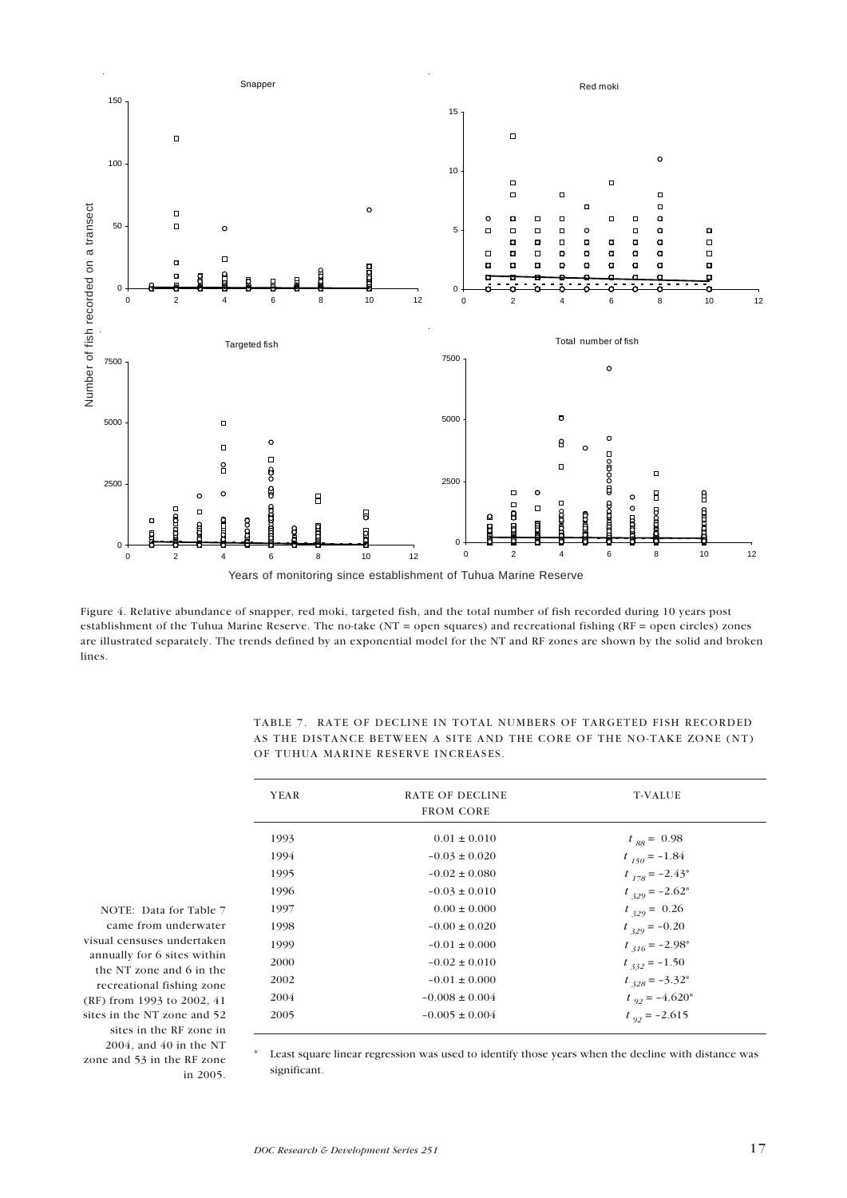Figure 4. Relative abundance of snapper, red moki, targeted fish, and the total number of fish recorded during 10 years post establishment of the Tuhua Marine Reserve. The no-take (NT = open squares) and recreational fishing (RF = open circles) zones are illustrated separately. The trends defined by an exponential model for the NT and RF zones are shown by the solid and broken lines.

TABLE 7. RATE OF DECLINE IN TOTAL NUMBERS OF TARGETED FISH RECORDED AS THE DISTANCE BETWEEN A SITE AND THE CORE OF THE NO-TAKE ZONE (NT) OF TUHUA MARINE RESERVE INCREASES.

| YEAR | RATE OF DECLINE FROM CORE | T-VALUE |
|---|---|---|
| 1993 | 0.01 ± 0.010 | $t_{88} = 0.98$ |
| 1994 | −0.03 ± 0.020 | $t_{150} = -1.84$ |
| 1995 | −0.02 ± 0.080 | $t_{178} = -2.43$* |
| 1996 | −0.03 ± 0.010 | $t_{329} = -2.62$* |
| 1997 | 0.00 ± 0.000 | $t_{329} = 0.26$ |
| 1998 | −0.00 ± 0.020 | $t_{329} = -0.20$ |
| 1999 | −0.01 ± 0.000 | $t_{316} = -2.98$* |
| 2000 | −0.02 ± 0.010 | $t_{332} = -1.50$ |
| 2002 | −0.01 ± 0.000 | $t_{328} = -3.32$* |
| 2004 | −0.008 ± 0.004 | $t_{92} = -4.620$* |
| 2005 | −0.005 ± 0.004 | $t_{92} = -2.615$ |

\* Least square linear regression was used to identify those years when the decline with distance was significant.

NOTE: Data for Table 7 came from underwater visual censuses undertaken annually for 6 sites within the NT zone and 6 in the recreational fishing zone (RF) from 1993 to 2002, 41 sites in the NT zone and 52 sites in the RF zone in 2004, and 40 in the NT zone and 53 in the RF zone in 2005.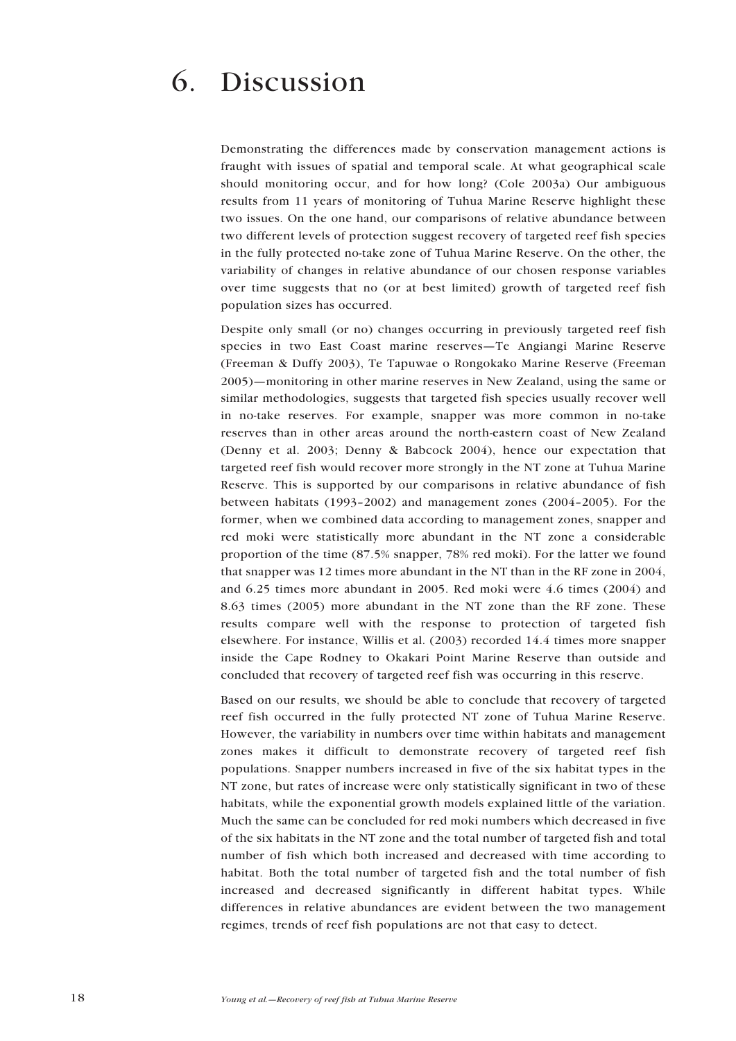# 6. Discussion

Demonstrating the differences made by conservation management actions is fraught with issues of spatial and temporal scale. At what geographical scale should monitoring occur, and for how long? (Cole 2003a) Our ambiguous results from 11 years of monitoring of Tuhua Marine Reserve highlight these two issues. On the one hand, our comparisons of relative abundance between two different levels of protection suggest recovery of targeted reef fish species in the fully protected no-take zone of Tuhua Marine Reserve. On the other, the variability of changes in relative abundance of our chosen response variables over time suggests that no (or at best limited) growth of targeted reef fish population sizes has occurred.

Despite only small (or no) changes occurring in previously targeted reef fish species in two East Coast marine reserves—Te Angiangi Marine Reserve (Freeman & Duffy 2003), Te Tapuwae o Rongokako Marine Reserve (Freeman 2005)—monitoring in other marine reserves in New Zealand, using the same or similar methodologies, suggests that targeted fish species usually recover well in no-take reserves. For example, snapper was more common in no-take reserves than in other areas around the north-eastern coast of New Zealand (Denny et al. 2003; Denny & Babcock 2004), hence our expectation that targeted reef fish would recover more strongly in the NT zone at Tuhua Marine Reserve. This is supported by our comparisons in relative abundance of fish between habitats (1993–2002) and management zones (2004–2005). For the former, when we combined data according to management zones, snapper and red moki were statistically more abundant in the NT zone a considerable proportion of the time (87.5% snapper, 78% red moki). For the latter we found that snapper was 12 times more abundant in the NT than in the RF zone in 2004, and 6.25 times more abundant in 2005. Red moki were 4.6 times (2004) and 8.63 times (2005) more abundant in the NT zone than the RF zone. These results compare well with the response to protection of targeted fish elsewhere. For instance, Willis et al. (2003) recorded 14.4 times more snapper inside the Cape Rodney to Okakari Point Marine Reserve than outside and concluded that recovery of targeted reef fish was occurring in this reserve.

Based on our results, we should be able to conclude that recovery of targeted reef fish occurred in the fully protected NT zone of Tuhua Marine Reserve. However, the variability in numbers over time within habitats and management zones makes it difficult to demonstrate recovery of targeted reef fish populations. Snapper numbers increased in five of the six habitat types in the NT zone, but rates of increase were only statistically significant in two of these habitats, while the exponential growth models explained little of the variation. Much the same can be concluded for red moki numbers which decreased in five of the six habitats in the NT zone and the total number of targeted fish and total number of fish which both increased and decreased with time according to habitat. Both the total number of targeted fish and the total number of fish increased and decreased significantly in different habitat types. While differences in relative abundances are evident between the two management regimes, trends of reef fish populations are not that easy to detect.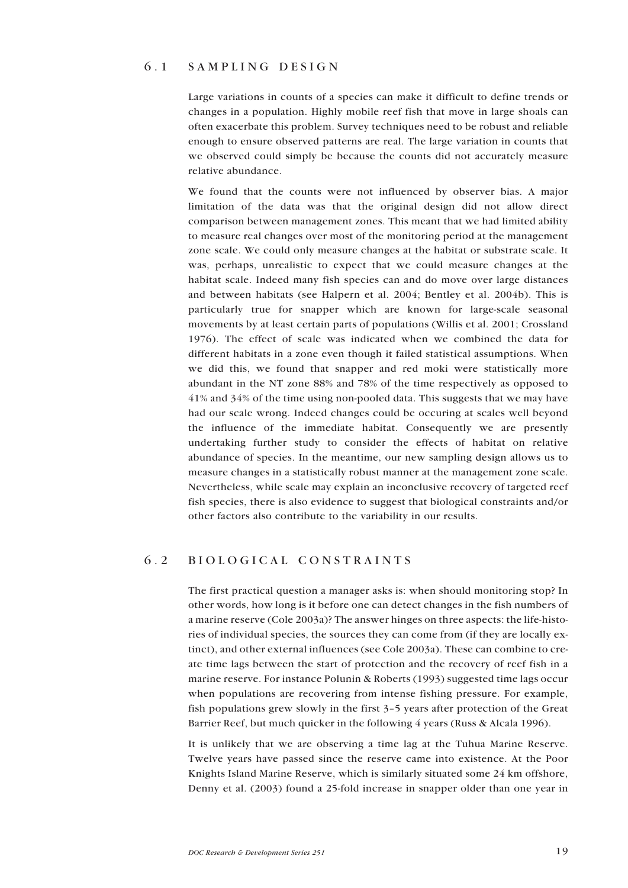## 6.1 SAMPLING DESIGN

Large variations in counts of a species can make it difficult to define trends or changes in a population. Highly mobile reef fish that move in large shoals can often exacerbate this problem. Survey techniques need to be robust and reliable enough to ensure observed patterns are real. The large variation in counts that we observed could simply be because the counts did not accurately measure relative abundance.

We found that the counts were not influenced by observer bias. A major limitation of the data was that the original design did not allow direct comparison between management zones. This meant that we had limited ability to measure real changes over most of the monitoring period at the management zone scale. We could only measure changes at the habitat or substrate scale. It was, perhaps, unrealistic to expect that we could measure changes at the habitat scale. Indeed many fish species can and do move over large distances and between habitats (see Halpern et al. 2004; Bentley et al. 2004b). This is particularly true for snapper which are known for large-scale seasonal movements by at least certain parts of populations (Willis et al. 2001; Crossland 1976). The effect of scale was indicated when we combined the data for different habitats in a zone even though it failed statistical assumptions. When we did this, we found that snapper and red moki were statistically more abundant in the NT zone 88% and 78% of the time respectively as opposed to 41% and 34% of the time using non-pooled data. This suggests that we may have had our scale wrong. Indeed changes could be occuring at scales well beyond the influence of the immediate habitat. Consequently we are presently undertaking further study to consider the effects of habitat on relative abundance of species. In the meantime, our new sampling design allows us to measure changes in a statistically robust manner at the management zone scale. Nevertheless, while scale may explain an inconclusive recovery of targeted reef fish species, there is also evidence to suggest that biological constraints and/or other factors also contribute to the variability in our results.

## 6.2 BIOLOGICAL CONSTRAINTS

The first practical question a manager asks is: when should monitoring stop? In other words, how long is it before one can detect changes in the fish numbers of a marine reserve (Cole 2003a)? The answer hinges on three aspects: the life-histories of individual species, the sources they can come from (if they are locally extinct), and other external influences (see Cole 2003a). These can combine to create time lags between the start of protection and the recovery of reef fish in a marine reserve. For instance Polunin & Roberts (1993) suggested time lags occur when populations are recovering from intense fishing pressure. For example, fish populations grew slowly in the first 3–5 years after protection of the Great Barrier Reef, but much quicker in the following 4 years (Russ & Alcala 1996).

It is unlikely that we are observing a time lag at the Tuhua Marine Reserve. Twelve years have passed since the reserve came into existence. At the Poor Knights Island Marine Reserve, which is similarly situated some 24 km offshore, Denny et al. (2003) found a 25-fold increase in snapper older than one year in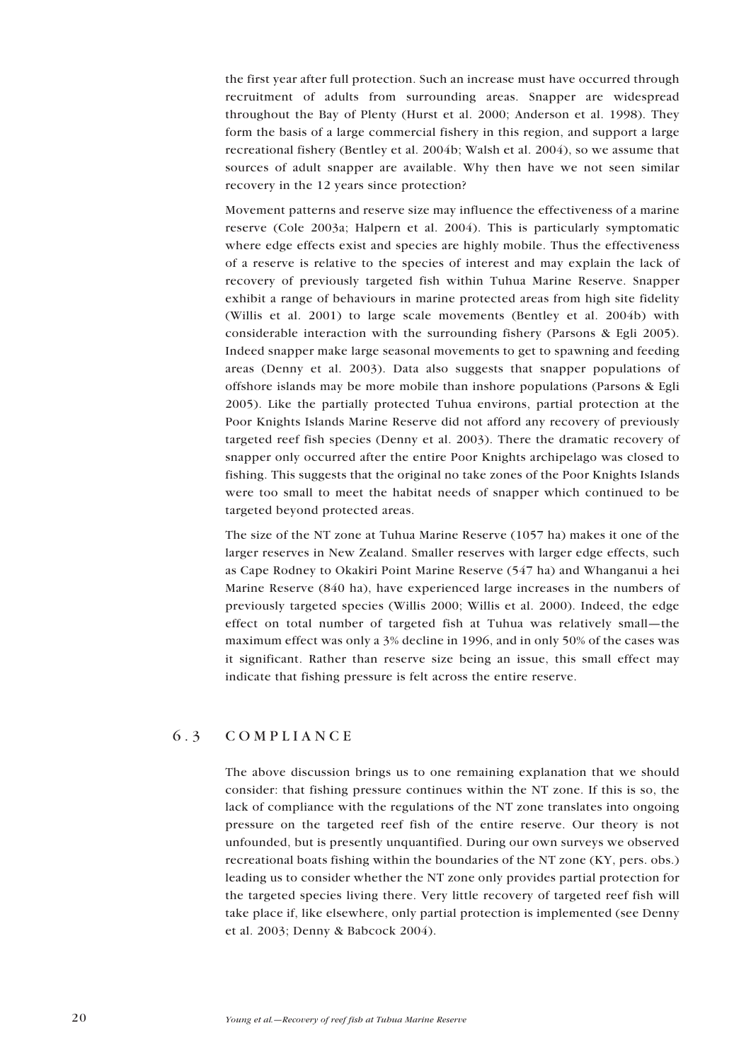the first year after full protection. Such an increase must have occurred through recruitment of adults from surrounding areas. Snapper are widespread throughout the Bay of Plenty (Hurst et al. 2000; Anderson et al. 1998). They form the basis of a large commercial fishery in this region, and support a large recreational fishery (Bentley et al. 2004b; Walsh et al. 2004), so we assume that sources of adult snapper are available. Why then have we not seen similar recovery in the 12 years since protection?

Movement patterns and reserve size may influence the effectiveness of a marine reserve (Cole 2003a; Halpern et al. 2004). This is particularly symptomatic where edge effects exist and species are highly mobile. Thus the effectiveness of a reserve is relative to the species of interest and may explain the lack of recovery of previously targeted fish within Tuhua Marine Reserve. Snapper exhibit a range of behaviours in marine protected areas from high site fidelity (Willis et al. 2001) to large scale movements (Bentley et al. 2004b) with considerable interaction with the surrounding fishery (Parsons & Egli 2005). Indeed snapper make large seasonal movements to get to spawning and feeding areas (Denny et al. 2003). Data also suggests that snapper populations of offshore islands may be more mobile than inshore populations (Parsons & Egli 2005). Like the partially protected Tuhua environs, partial protection at the Poor Knights Islands Marine Reserve did not afford any recovery of previously targeted reef fish species (Denny et al. 2003). There the dramatic recovery of snapper only occurred after the entire Poor Knights archipelago was closed to fishing. This suggests that the original no take zones of the Poor Knights Islands were too small to meet the habitat needs of snapper which continued to be targeted beyond protected areas.

The size of the NT zone at Tuhua Marine Reserve (1057 ha) makes it one of the larger reserves in New Zealand. Smaller reserves with larger edge effects, such as Cape Rodney to Okakiri Point Marine Reserve (547 ha) and Whanganui a hei Marine Reserve (840 ha), have experienced large increases in the numbers of previously targeted species (Willis 2000; Willis et al. 2000). Indeed, the edge effect on total number of targeted fish at Tuhua was relatively small—the maximum effect was only a 3% decline in 1996, and in only 50% of the cases was it significant. Rather than reserve size being an issue, this small effect may indicate that fishing pressure is felt across the entire reserve.

## 6.3 COMPLIANCE

The above discussion brings us to one remaining explanation that we should consider: that fishing pressure continues within the NT zone. If this is so, the lack of compliance with the regulations of the NT zone translates into ongoing pressure on the targeted reef fish of the entire reserve. Our theory is not unfounded, but is presently unquantified. During our own surveys we observed recreational boats fishing within the boundaries of the NT zone (KY, pers. obs.) leading us to consider whether the NT zone only provides partial protection for the targeted species living there. Very little recovery of targeted reef fish will take place if, like elsewhere, only partial protection is implemented (see Denny et al. 2003; Denny & Babcock 2004).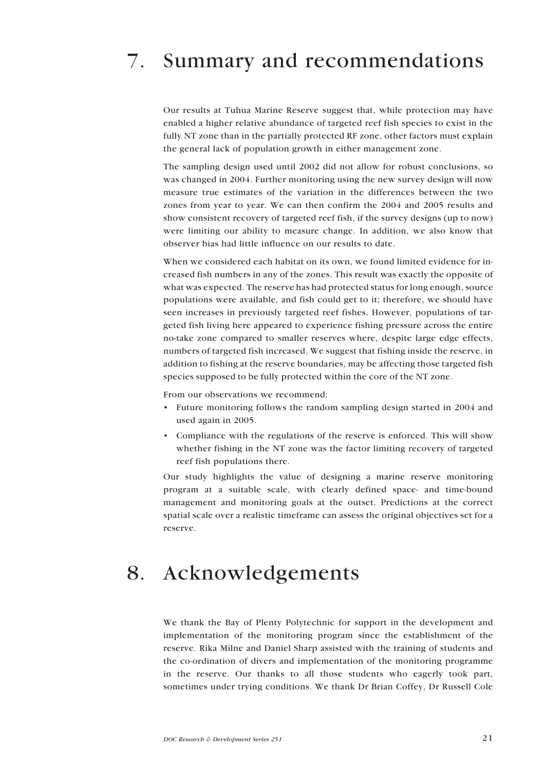# 7. Summary and recommendations

Our results at Tuhua Marine Reserve suggest that, while protection may have enabled a higher relative abundance of targeted reef fish species to exist in the fully NT zone than in the partially protected RF zone, other factors must explain the general lack of population growth in either management zone.

The sampling design used until 2002 did not allow for robust conclusions, so was changed in 2004. Further monitoring using the new survey design will now measure true estimates of the variation in the differences between the two zones from year to year. We can then confirm the 2004 and 2005 results and show consistent recovery of targeted reef fish, if the survey designs (up to now) were limiting our ability to measure change. In addition, we also know that observer bias had little influence on our results to date.

When we considered each habitat on its own, we found limited evidence for increased fish numbers in any of the zones. This result was exactly the opposite of what was expected. The reserve has had protected status for long enough, source populations were available, and fish could get to it; therefore, we should have seen increases in previously targeted reef fishes. However, populations of targeted fish living here appeared to experience fishing pressure across the entire no-take zone compared to smaller reserves where, despite large edge effects, numbers of targeted fish increased. We suggest that fishing inside the reserve, in addition to fishing at the reserve boundaries, may be affecting those targeted fish species supposed to be fully protected within the core of the NT zone.

From our observations we recommend:

- Future monitoring follows the random sampling design started in 2004 and used again in 2005.
- Compliance with the regulations of the reserve is enforced. This will show whether fishing in the NT zone was the factor limiting recovery of targeted reef fish populations there.

Our study highlights the value of designing a marine reserve monitoring program at a suitable scale, with clearly defined space- and time-bound management and monitoring goals at the outset. Predictions at the correct spatial scale over a realistic timeframe can assess the original objectives set for a reserve.

# 8. Acknowledgements

We thank the Bay of Plenty Polytechnic for support in the development and implementation of the monitoring program since the establishment of the reserve. Rika Milne and Daniel Sharp assisted with the training of students and the co-ordination of divers and implementation of the monitoring programme in the reserve. Our thanks to all those students who eagerly took part, sometimes under trying conditions. We thank Dr Brian Coffey, Dr Russell Cole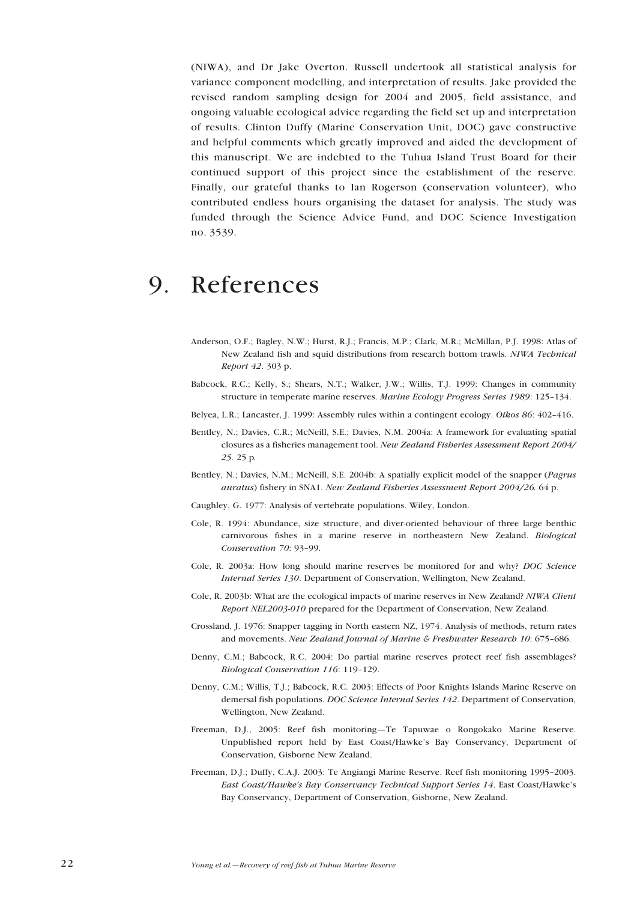(NIWA), and Dr Jake Overton. Russell undertook all statistical analysis for variance component modelling, and interpretation of results. Jake provided the revised random sampling design for 2004 and 2005, field assistance, and ongoing valuable ecological advice regarding the field set up and interpretation of results. Clinton Duffy (Marine Conservation Unit, DOC) gave constructive and helpful comments which greatly improved and aided the development of this manuscript. We are indebted to the Tuhua Island Trust Board for their continued support of this project since the establishment of the reserve. Finally, our grateful thanks to Ian Rogerson (conservation volunteer), who contributed endless hours organising the dataset for analysis. The study was funded through the Science Advice Fund, and DOC Science Investigation no. 3539.

# 9. References

Anderson, O.F.; Bagley, N.W.; Hurst, R.J.; Francis, M.P.; Clark, M.R.; McMillan, P.J. 1998: Atlas of New Zealand fish and squid distributions from research bottom trawls. *NIWA Technical Report 42*. 303 p.

Babcock, R.C.; Kelly, S.; Shears, N.T.; Walker, J.W.; Willis, T.J. 1999: Changes in community structure in temperate marine reserves. *Marine Ecology Progress Series 1989*: 125–134.

Belyea, L.R.; Lancaster, J. 1999: Assembly rules within a contingent ecology. *Oikos 86*: 402–416.

Bentley, N.; Davies, C.R.; McNeill, S.E.; Davies, N.M. 2004a: A framework for evaluating spatial closures as a fisheries management tool. *New Zealand Fisheries Assessment Report 2004/25*. 25 p.

Bentley, N.; Davies, N.M.; McNeill, S.E. 2004b: A spatially explicit model of the snapper (*Pagrus auratus*) fishery in SNA1. *New Zealand Fisheries Assessment Report 2004/26*. 64 p.

Caughley, G. 1977: Analysis of vertebrate populations. Wiley, London.

Cole, R. 1994: Abundance, size structure, and diver-oriented behaviour of three large benthic carnivorous fishes in a marine reserve in northeastern New Zealand. *Biological Conservation 70*: 93–99.

Cole, R. 2003a: How long should marine reserves be monitored for and why? *DOC Science Internal Series 130*. Department of Conservation, Wellington, New Zealand.

Cole, R. 2003b: What are the ecological impacts of marine reserves in New Zealand? *NIWA Client Report NEL2003-010* prepared for the Department of Conservation, New Zealand.

Crossland, J. 1976: Snapper tagging in North eastern NZ, 1974. Analysis of methods, return rates and movements. *New Zealand Journal of Marine & Freshwater Research 10*: 675–686.

Denny, C.M.; Babcock, R.C. 2004: Do partial marine reserves protect reef fish assemblages? *Biological Conservation 116*: 119–129.

Denny, C.M.; Willis, T.J.; Babcock, R.C. 2003: Effects of Poor Knights Islands Marine Reserve on demersal fish populations. *DOC Science Internal Series 142*. Department of Conservation, Wellington, New Zealand.

Freeman, D.J., 2005: Reef fish monitoring—Te Tapuwae o Rongokako Marine Reserve. Unpublished report held by East Coast/Hawke's Bay Conservancy, Department of Conservation, Gisborne New Zealand.

Freeman, D.J.; Duffy, C.A.J. 2003: Te Angiangi Marine Reserve. Reef fish monitoring 1995–2003. *East Coast/Hawke's Bay Conservancy Technical Support Series 14*. East Coast/Hawke's Bay Conservancy, Department of Conservation, Gisborne, New Zealand.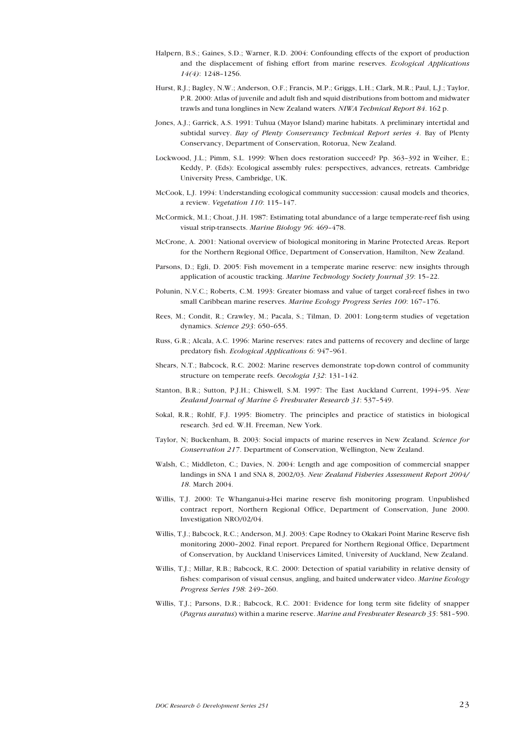Halpern, B.S.; Gaines, S.D.; Warner, R.D. 2004: Confounding effects of the export of production and the displacement of fishing effort from marine reserves. *Ecological Applications 14(4)*: 1248–1256.

Hurst, R.J.; Bagley, N.W.; Anderson, O.F.; Francis, M.P.; Griggs, L.H.; Clark, M.R.; Paul, L.J.; Taylor, P.R. 2000: Atlas of juvenile and adult fish and squid distributions from bottom and midwater trawls and tuna longlines in New Zealand waters. *NIWA Technical Report 84*. 162 p.

Jones, A.J.; Garrick, A.S. 1991: Tuhua (Mayor Island) marine habitats. A preliminary intertidal and subtidal survey. *Bay of Plenty Conservancy Technical Report series 4*. Bay of Plenty Conservancy, Department of Conservation, Rotorua, New Zealand.

Lockwood, J.L.; Pimm, S.L. 1999: When does restoration succeed? Pp. 363–392 in Weiher, E.; Keddy, P. (Eds): Ecological assembly rules: perspectives, advances, retreats. Cambridge University Press, Cambridge, UK.

McCook, L.J. 1994: Understanding ecological community succession: causal models and theories, a review. *Vegetation 110*: 115–147.

McCormick, M.I.; Choat, J.H. 1987: Estimating total abundance of a large temperate-reef fish using visual strip-transects. *Marine Biology 96*: 469–478.

McCrone, A. 2001: National overview of biological monitoring in Marine Protected Areas. Report for the Northern Regional Office, Department of Conservation, Hamilton, New Zealand.

Parsons, D.; Egli, D. 2005: Fish movement in a temperate marine reserve: new insights through application of acoustic tracking. *Marine Technology Society Journal 39*: 15–22.

Polunin, N.V.C.; Roberts, C.M. 1993: Greater biomass and value of target coral-reef fishes in two small Caribbean marine reserves. *Marine Ecology Progress Series 100*: 167–176.

Rees, M.; Condit, R.; Crawley, M.; Pacala, S.; Tilman, D. 2001: Long-term studies of vegetation dynamics. *Science 293*: 650–655.

Russ, G.R.; Alcala, A.C. 1996: Marine reserves: rates and patterns of recovery and decline of large predatory fish. *Ecological Applications 6*: 947–961.

Shears, N.T.; Babcock, R.C. 2002: Marine reserves demonstrate top-down control of community structure on temperate reefs. *Oecologia 132*: 131–142.

Stanton, B.R.; Sutton, P.J.H.; Chiswell, S.M. 1997: The East Auckland Current, 1994–95. *New Zealand Journal of Marine & Freshwater Research 31*: 537–549.

Sokal, R.R.; Rohlf, F.J. 1995: Biometry. The principles and practice of statistics in biological research. 3rd ed. W.H. Freeman, New York.

Taylor, N; Buckenham, B. 2003: Social impacts of marine reserves in New Zealand. *Science for Conservation 217*. Department of Conservation, Wellington, New Zealand.

Walsh, C.; Middleton, C.; Davies, N. 2004: Length and age composition of commercial snapper landings in SNA 1 and SNA 8, 2002/03. *New Zealand Fisheries Assessment Report 2004/18*. March 2004.

Willis, T.J. 2000: Te Whanganui-a-Hei marine reserve fish monitoring program. Unpublished contract report, Northern Regional Office, Department of Conservation, June 2000. Investigation NRO/02/04.

Willis, T.J.; Babcock, R.C.; Anderson, M.J. 2003: Cape Rodney to Okakari Point Marine Reserve fish monitoring 2000–2002. Final report. Prepared for Northern Regional Office, Department of Conservation, by Auckland Uniservices Limited, University of Auckland, New Zealand.

Willis, T.J.; Millar, R.B.; Babcock, R.C. 2000: Detection of spatial variability in relative density of fishes: comparison of visual census, angling, and baited underwater video. *Marine Ecology Progress Series 198*: 249–260.

Willis, T.J.; Parsons, D.R.; Babcock, R.C. 2001: Evidence for long term site fidelity of snapper (*Pagrus auratus*) within a marine reserve. *Marine and Freshwater Research 35*: 581–590.